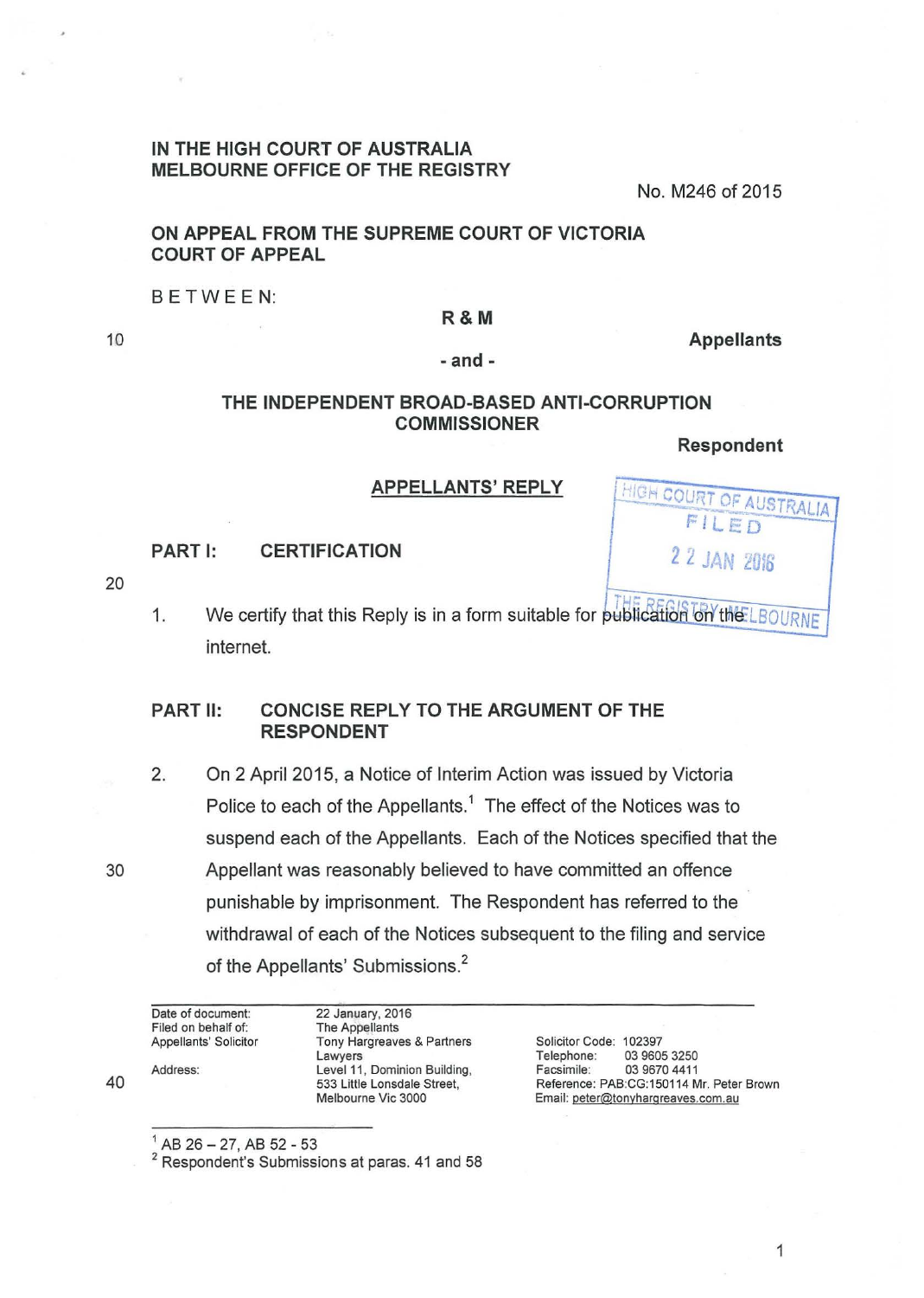IN THE HIGH COURT OF AUSTRALIA
MELBOURNE OFFICE OF THE REGISTRY

No. M246 of 2015

ON APPEAL FROM THE SUPREME COURT OF VICTORIA
COURT OF APPEAL

BETWEEN:

**R & M**

**Appellants**

**- and -**

**THE INDEPENDENT BROAD-BASED ANTI-CORRUPTION COMMISSIONER**

**Respondent**

HIGH COURT OF AUSTRALIA
FILED
22 JAN 2016
THE REGISTRY MELBOURNE

## APPELLANTS' REPLY

### PART I: CERTIFICATION

1. We certify that this Reply is in a form suitable for publication on the internet.

### PART II: CONCISE REPLY TO THE ARGUMENT OF THE RESPONDENT

2. On 2 April 2015, a Notice of Interim Action was issued by Victoria Police to each of the Appellants.[1] The effect of the Notices was to suspend each of the Appellants. Each of the Notices specified that the Appellant was reasonably believed to have committed an offence punishable by imprisonment. The Respondent has referred to the withdrawal of each of the Notices subsequent to the filing and service of the Appellants' Submissions.[2]

| | | | |
|---|---|---|---|
| Date of document: | 22 January, 2016 | | |
| Filed on behalf of: | The Appellants | | |
| Appellants' Solicitor | Tony Hargreaves & Partners Lawyers | Solicitor Code: | 102397 |
| | | Telephone: | 03 9605 3250 |
| Address: | Level 11, Dominion Building, 533 Little Lonsdale Street, Melbourne Vic 3000 | Facsimile: | 03 9670 4411 |
| | | Reference: | PAB:CG:150114 Mr. Peter Brown |
| | | Email: | peter@tonyhargreaves.com.au |

[1] AB 26 – 27, AB 52 - 53

[2] Respondent's Submissions at paras. 41 and 58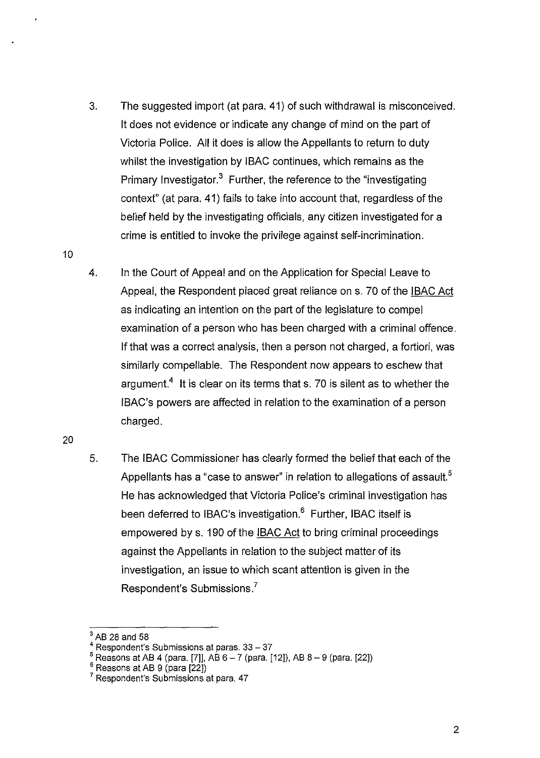3. The suggested import (at para. 41) of such withdrawal is misconceived. It does not evidence or indicate any change of mind on the part of Victoria Police. All it does is allow the Appellants to return to duty whilst the investigation by IBAC continues, which remains as the Primary Investigator.[3] Further, the reference to the "investigating context" (at para. 41) fails to take into account that, regardless of the belief held by the investigating officials, any citizen investigated for a crime is entitled to invoke the privilege against self-incrimination.

4. In the Court of Appeal and on the Application for Special Leave to Appeal, the Respondent placed great reliance on s. 70 of the IBAC Act as indicating an intention on the part of the legislature to compel examination of a person who has been charged with a criminal offence. If that was a correct analysis, then a person not charged, a fortiori, was similarly compellable. The Respondent now appears to eschew that argument.[4] It is clear on its terms that s. 70 is silent as to whether the IBAC's powers are affected in relation to the examination of a person charged.

5. The IBAC Commissioner has clearly formed the belief that each of the Appellants has a "case to answer" in relation to allegations of assault.[5] He has acknowledged that Victoria Police's criminal investigation has been deferred to IBAC's investigation.[6] Further, IBAC itself is empowered by s. 190 of the IBAC Act to bring criminal proceedings against the Appellants in relation to the subject matter of its investigation, an issue to which scant attention is given in the Respondent's Submissions.[7]

---

[3] AB 28 and 58

[4] Respondent's Submissions at paras. 33 – 37

[5] Reasons at AB 4 (para. [7]), AB 6 – 7 (para. [12]), AB 8 – 9 (para. [22])

[6] Reasons at AB 9 (para [22])

[7] Respondent's Submissions at para. 47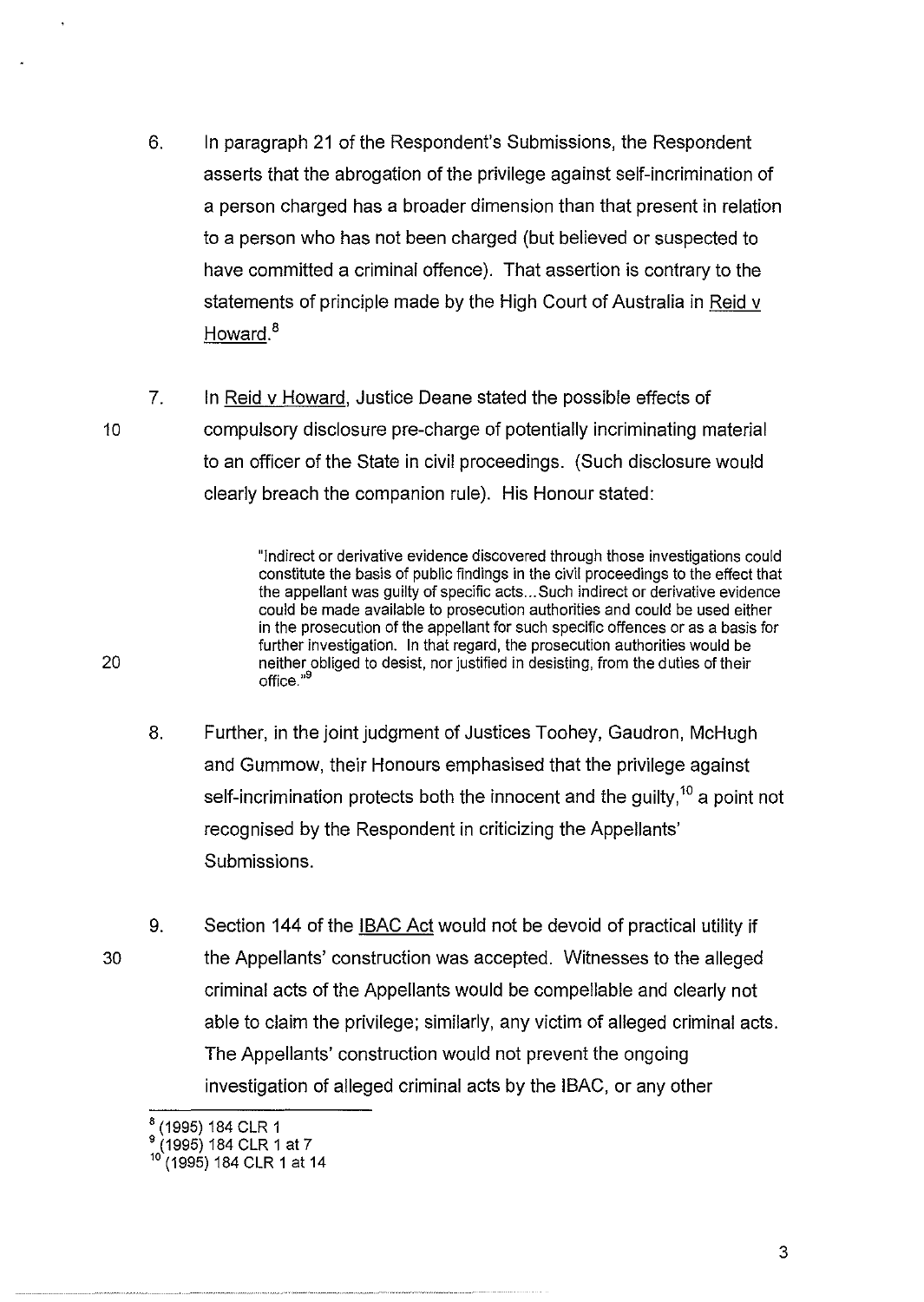6. In paragraph 21 of the Respondent's Submissions, the Respondent asserts that the abrogation of the privilege against self-incrimination of a person charged has a broader dimension than that present in relation to a person who has not been charged (but believed or suspected to have committed a criminal offence). That assertion is contrary to the statements of principle made by the High Court of Australia in Reid v Howard.[8]

7. In Reid v Howard, Justice Deane stated the possible effects of compulsory disclosure pre-charge of potentially incriminating material to an officer of the State in civil proceedings. (Such disclosure would clearly breach the companion rule). His Honour stated:

> "Indirect or derivative evidence discovered through those investigations could constitute the basis of public findings in the civil proceedings to the effect that the appellant was guilty of specific acts... Such indirect or derivative evidence could be made available to prosecution authorities and could be used either in the prosecution of the appellant for such specific offences or as a basis for further investigation. In that regard, the prosecution authorities would be neither obliged to desist, nor justified in desisting, from the duties of their office."[9]

8. Further, in the joint judgment of Justices Toohey, Gaudron, McHugh and Gummow, their Honours emphasised that the privilege against self-incrimination protects both the innocent and the guilty,[10] a point not recognised by the Respondent in criticizing the Appellants' Submissions.

9. Section 144 of the IBAC Act would not be devoid of practical utility if the Appellants' construction was accepted. Witnesses to the alleged criminal acts of the Appellants would be compellable and clearly not able to claim the privilege; similarly, any victim of alleged criminal acts. The Appellants' construction would not prevent the ongoing investigation of alleged criminal acts by the IBAC, or any other

---

[8] (1995) 184 CLR 1

[9] (1995) 184 CLR 1 at 7

[10] (1995) 184 CLR 1 at 14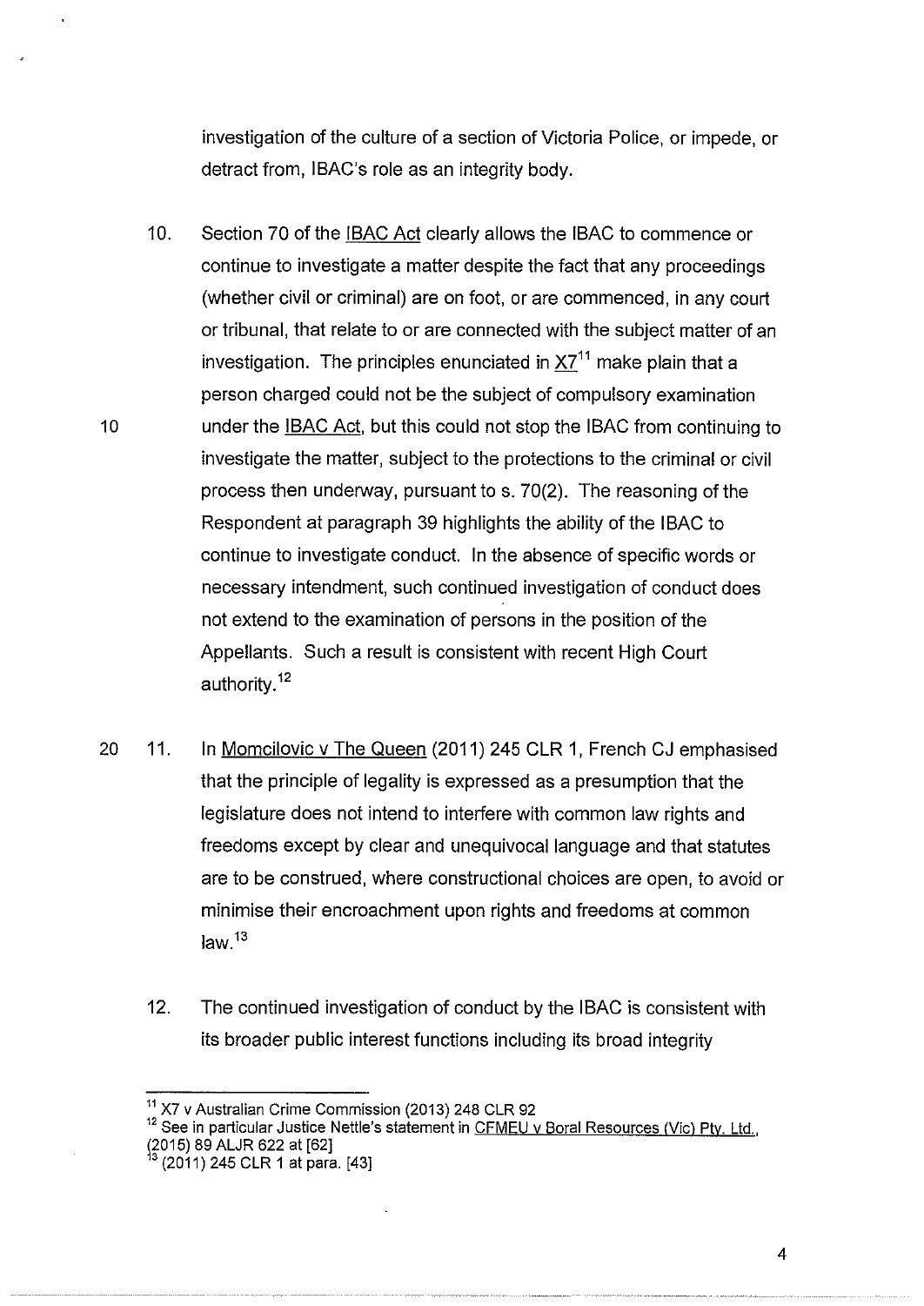investigation of the culture of a section of Victoria Police, or impede, or detract from, IBAC's role as an integrity body.

10. Section 70 of the IBAC Act clearly allows the IBAC to commence or continue to investigate a matter despite the fact that any proceedings (whether civil or criminal) are on foot, or are commenced, in any court or tribunal, that relate to or are connected with the subject matter of an investigation. The principles enunciated in X7[11] make plain that a person charged could not be the subject of compulsory examination under the IBAC Act, but this could not stop the IBAC from continuing to investigate the matter, subject to the protections to the criminal or civil process then underway, pursuant to s. 70(2). The reasoning of the Respondent at paragraph 39 highlights the ability of the IBAC to continue to investigate conduct. In the absence of specific words or necessary intendment, such continued investigation of conduct does not extend to the examination of persons in the position of the Appellants. Such a result is consistent with recent High Court authority.[12]

11. In Momcilovic v The Queen (2011) 245 CLR 1, French CJ emphasised that the principle of legality is expressed as a presumption that the legislature does not intend to interfere with common law rights and freedoms except by clear and unequivocal language and that statutes are to be construed, where constructional choices are open, to avoid or minimise their encroachment upon rights and freedoms at common law.[13]

12. The continued investigation of conduct by the IBAC is consistent with its broader public interest functions including its broad integrity

---

[11] X7 v Australian Crime Commission (2013) 248 CLR 92

[12] See in particular Justice Nettle's statement in CFMEU v Boral Resources (Vic) Pty. Ltd., (2015) 89 ALJR 622 at [62]

[13] (2011) 245 CLR 1 at para. [43]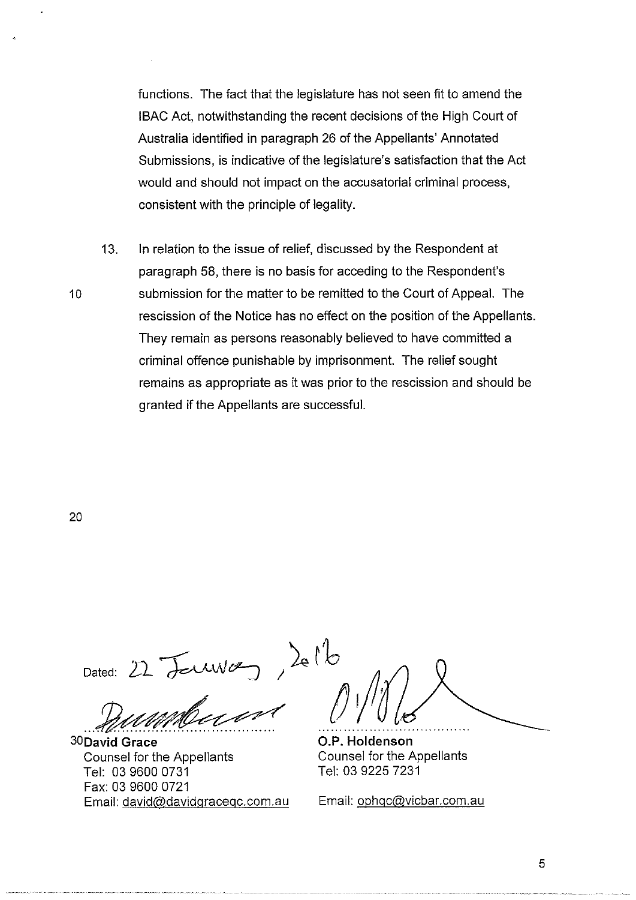functions. The fact that the legislature has not seen fit to amend the IBAC Act, notwithstanding the recent decisions of the High Court of Australia identified in paragraph 26 of the Appellants' Annotated Submissions, is indicative of the legislature's satisfaction that the Act would and should not impact on the accusatorial criminal process, consistent with the principle of legality.

13. In relation to the issue of relief, discussed by the Respondent at paragraph 58, there is no basis for acceding to the Respondent's submission for the matter to be remitted to the Court of Appeal. The rescission of the Notice has no effect on the position of the Appellants. They remain as persons reasonably believed to have committed a criminal offence punishable by imprisonment. The relief sought remains as appropriate as it was prior to the rescission and should be granted if the Appellants are successful.

Dated: 22 January, 2016

**David Grace**
Counsel for the Appellants
Tel: 03 9600 0731
Fax: 03 9600 0721
Email: david@davidgraceqc.com.au

**O.P. Holdenson**
Counsel for the Appellants
Tel: 03 9225 7231

Email: ophqc@vicbar.com.au